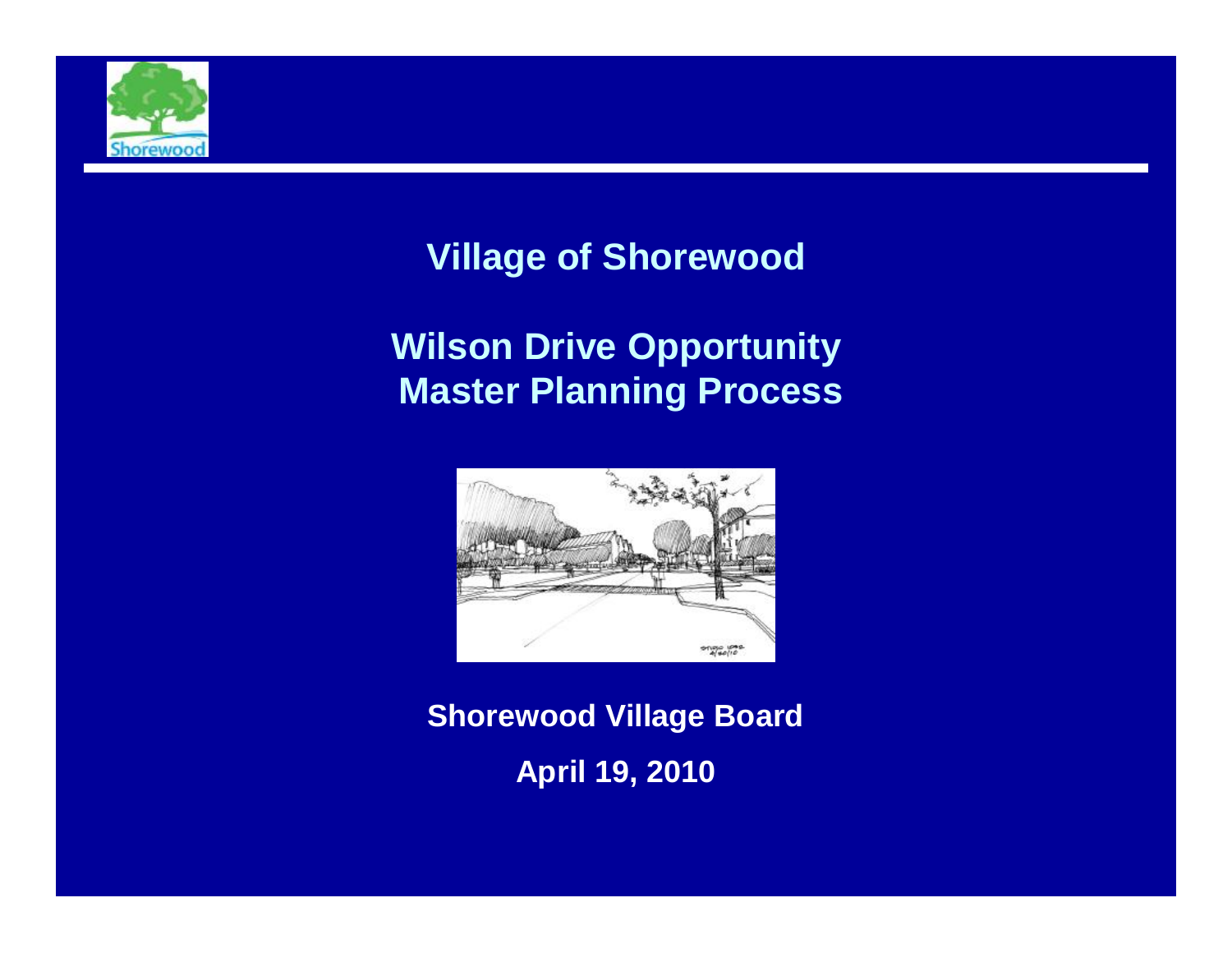# Village of Shorewood

## Wilson Drive Opportunity Master Planning Process

**Shorewood Village Board**

**April 19, 2010**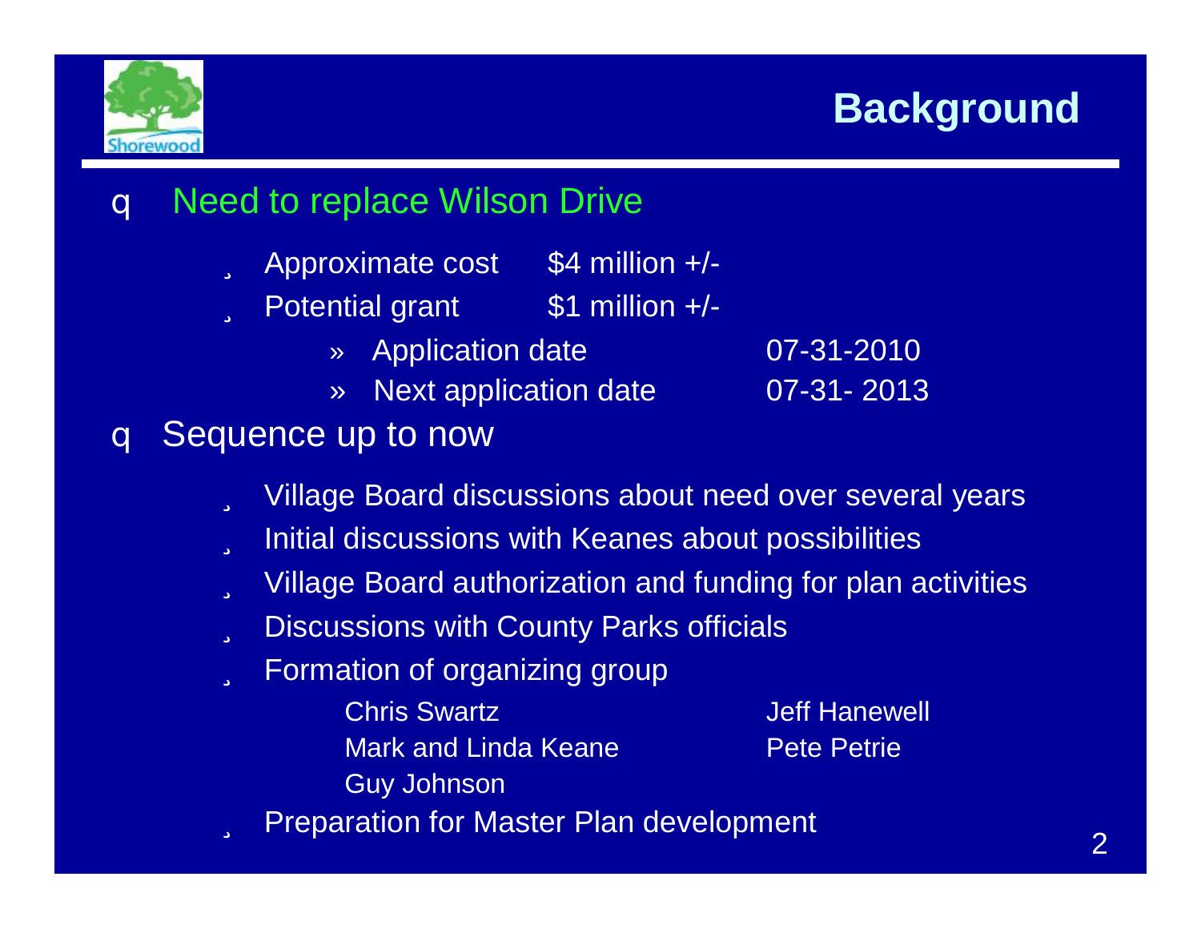# Background

- Need to replace Wilson Drive
  - Approximate cost $4 million +/-
  - Potential grant $1 million +/-
    - Application date 07-31-2010
    - Next application date 07-31- 2013
- Sequence up to now
  - Village Board discussions about need over several years
  - Initial discussions with Keanes about possibilities
  - Village Board authorization and funding for plan activities
  - Discussions with County Parks officials
  - Formation of organizing group
    - Chris Swartz
    - Mark and Linda Keane
    - Guy Johnson
    - Jeff Hanewell
    - Pete Petrie
  - Preparation for Master Plan development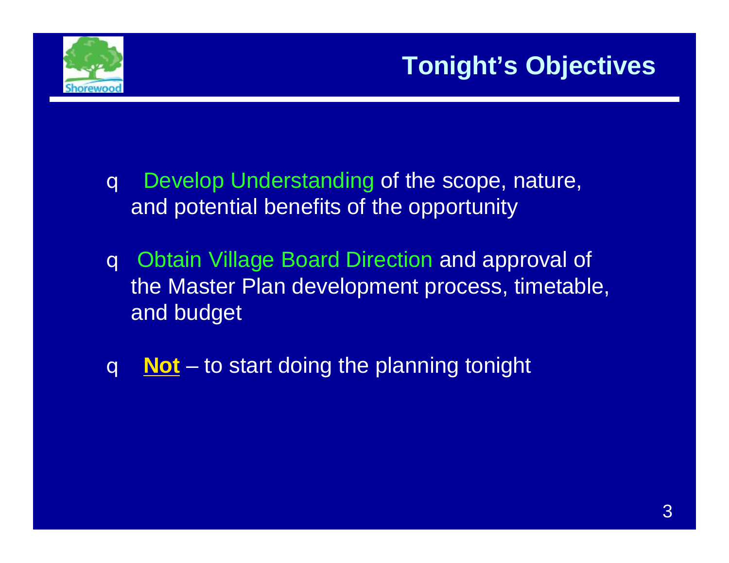# Tonight's Objectives

- Develop Understanding of the scope, nature, and potential benefits of the opportunity
- Obtain Village Board Direction and approval of the Master Plan development process, timetable, and budget
- **Not** – to start doing the planning tonight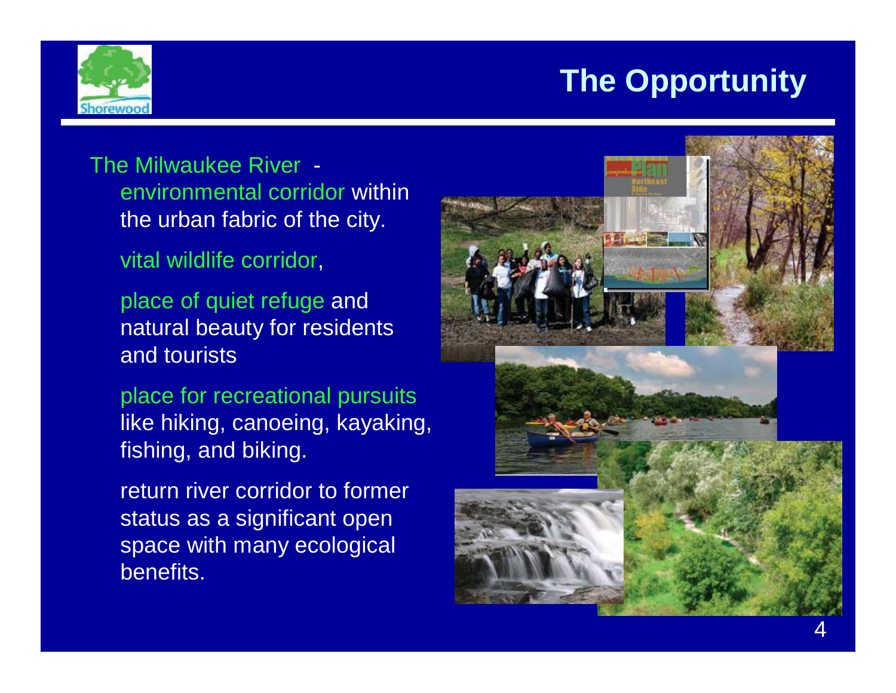# The Opportunity

The Milwaukee River - environmental corridor within the urban fabric of the city.

vital wildlife corridor,

place of quiet refuge and natural beauty for residents and tourists

place for recreational pursuits like hiking, canoeing, kayaking, fishing, and biking.

return river corridor to former status as a significant open space with many ecological benefits.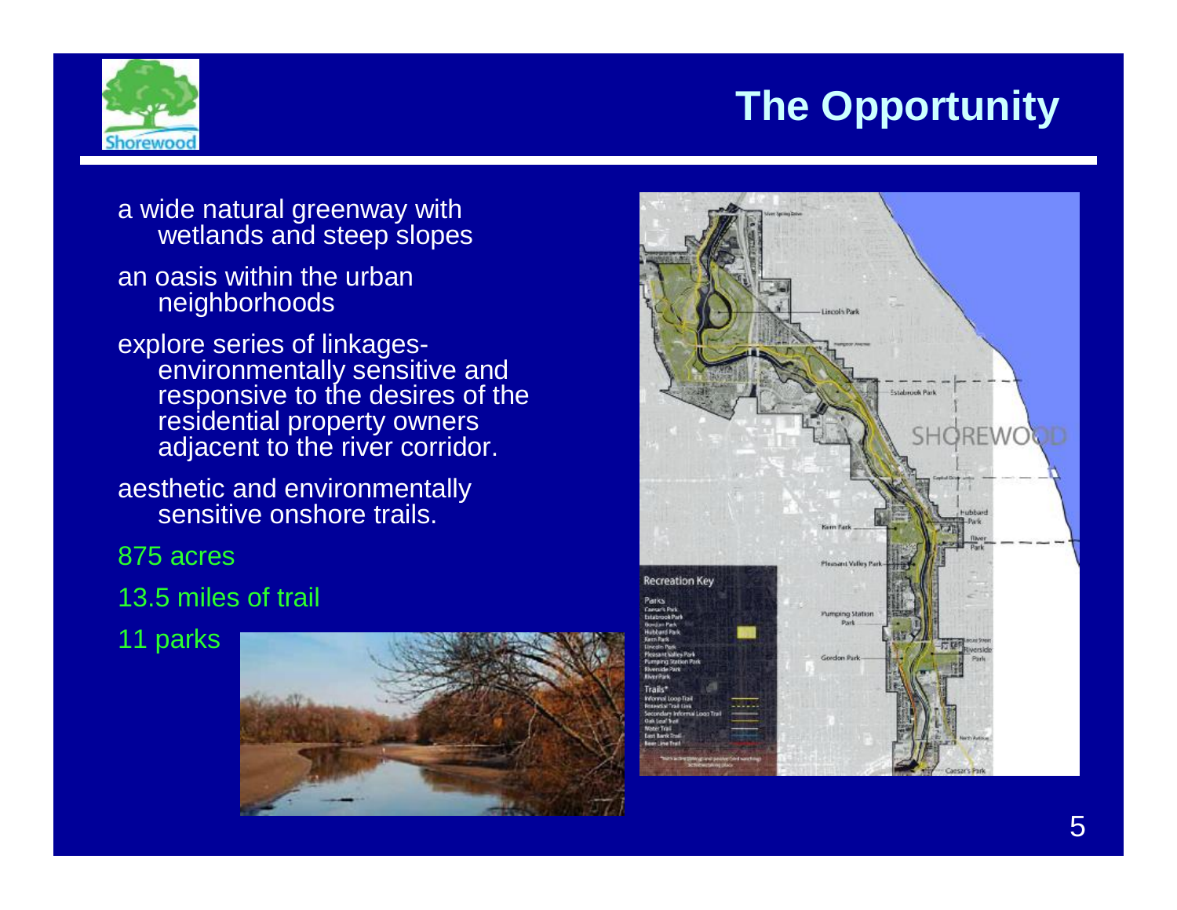# The Opportunity

- a wide natural greenway with wetlands and steep slopes
- an oasis within the urban neighborhoods
- explore series of linkages- environmentally sensitive and responsive to the desires of the residential property owners adjacent to the river corridor.
- aesthetic and environmentally sensitive onshore trails.
- 875 acres
- 13.5 miles of trail
- 11 parks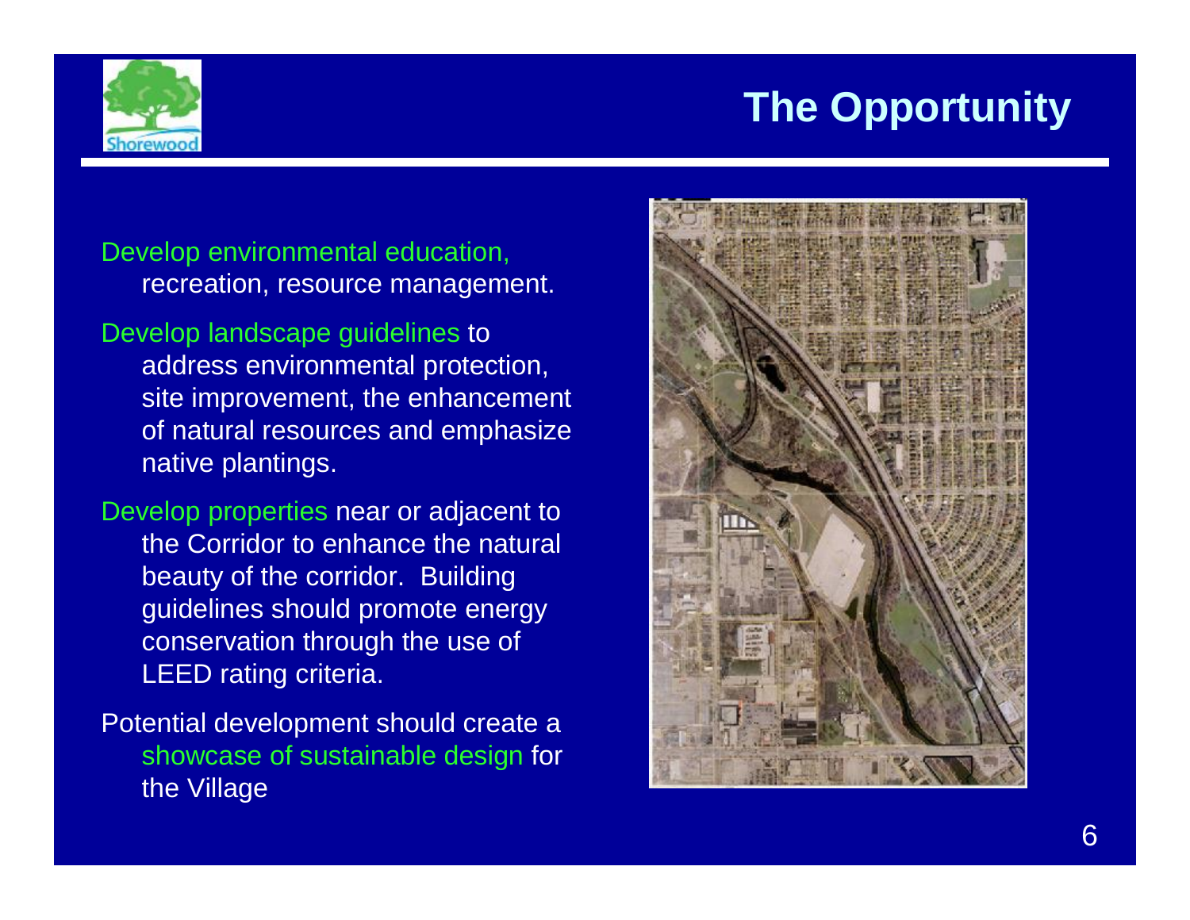# The Opportunity

Develop environmental education, recreation, resource management.

Develop landscape guidelines to address environmental protection, site improvement, the enhancement of natural resources and emphasize native plantings.

Develop properties near or adjacent to the Corridor to enhance the natural beauty of the corridor. Building guidelines should promote energy conservation through the use of LEED rating criteria.

Potential development should create a showcase of sustainable design for the Village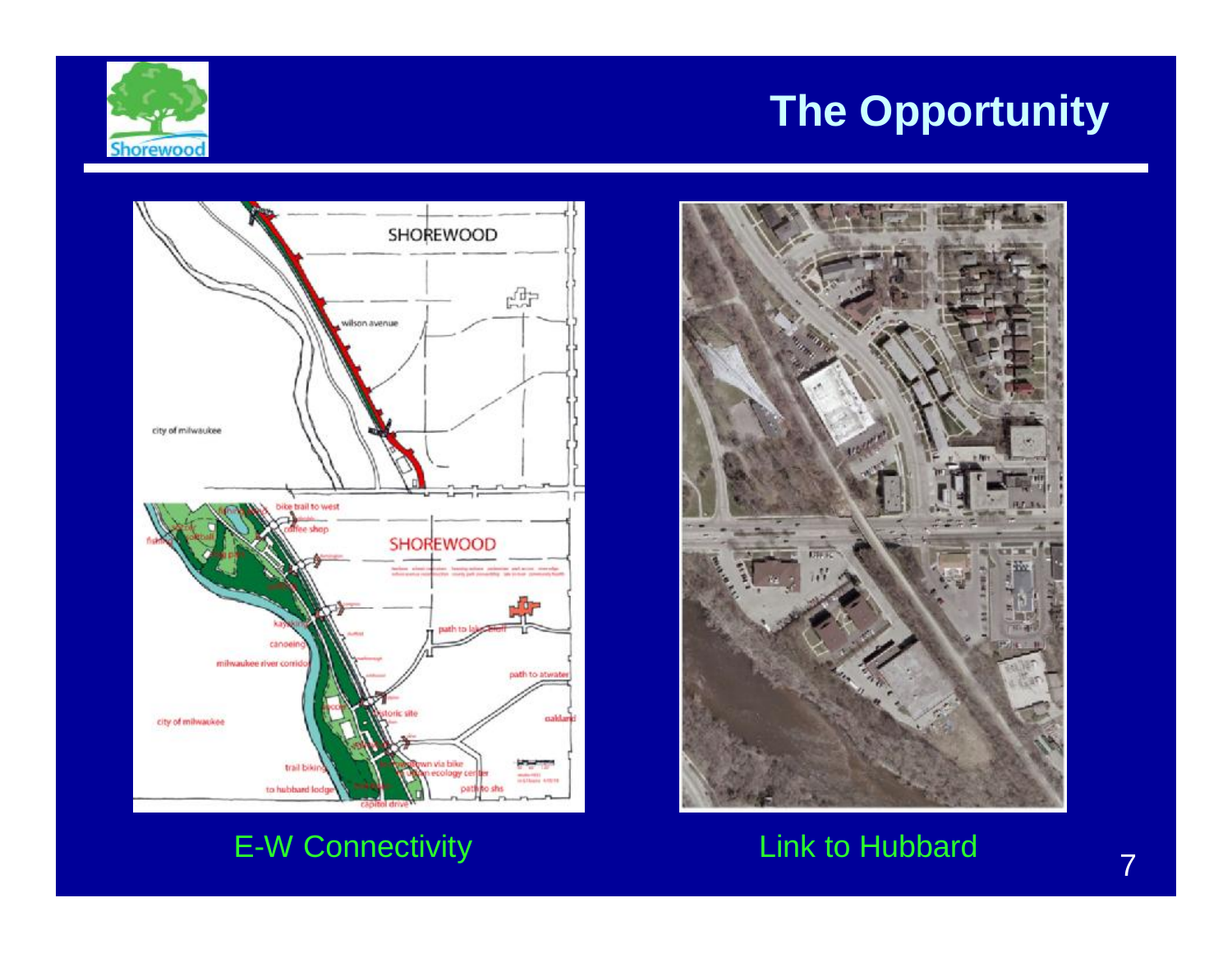# The Opportunity

E-W Connectivity

Link to Hubbard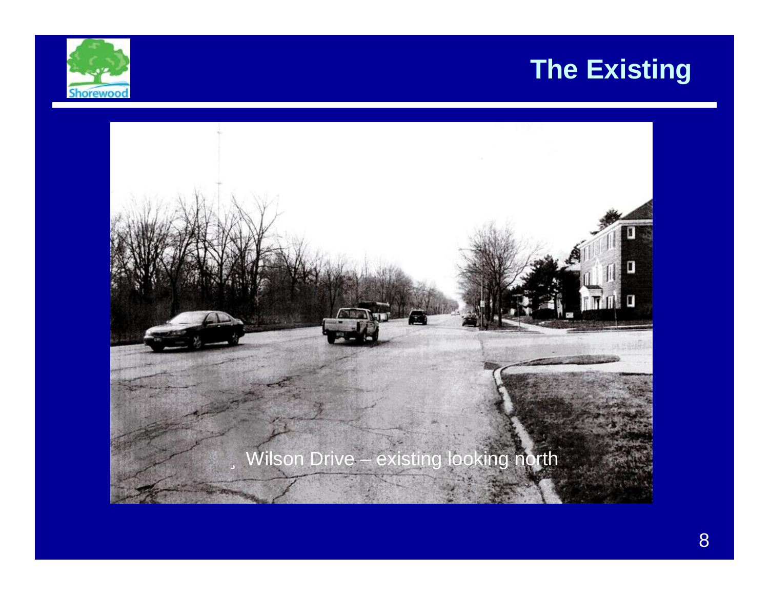# The Existing

¸ Wilson Drive – existing looking north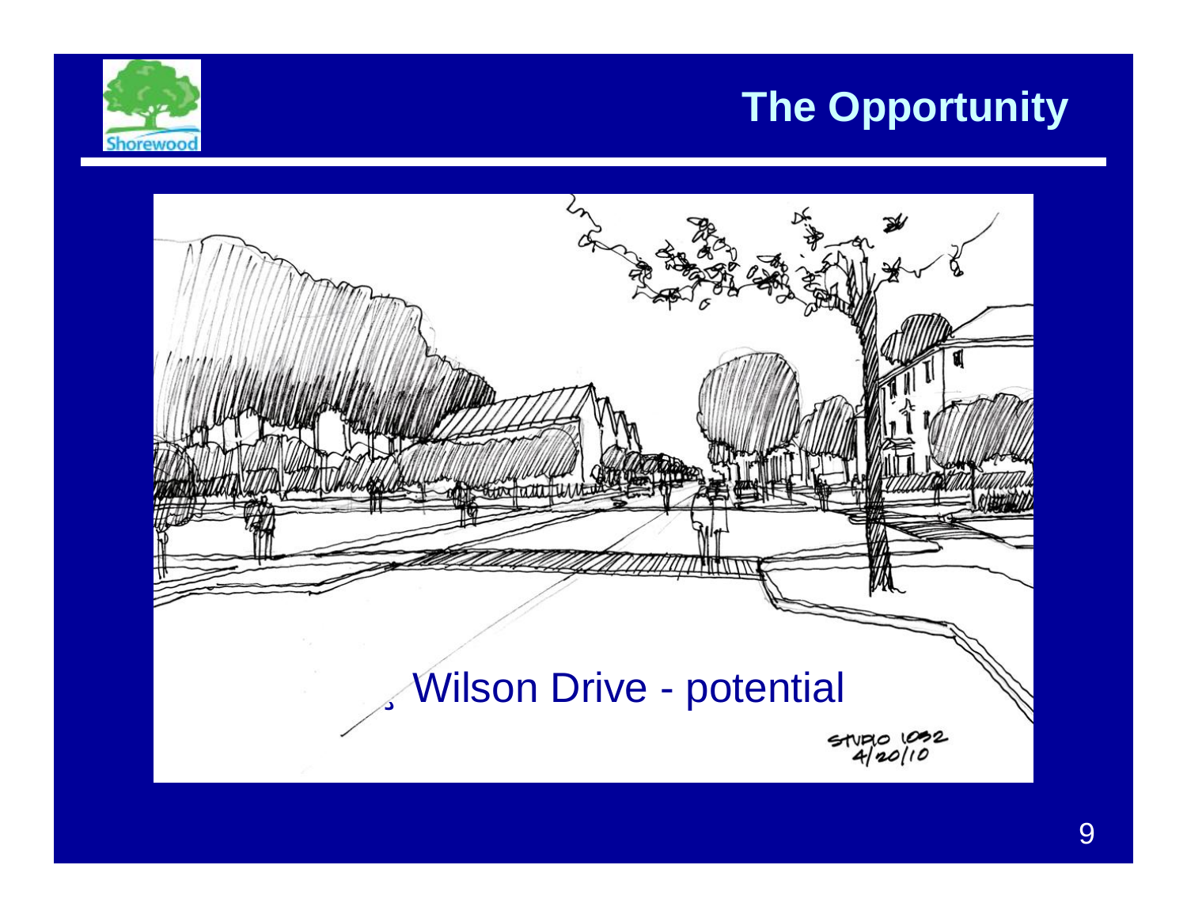# The Opportunity

¸ Wilson Drive - potential

STUDIO 1032
4/20/10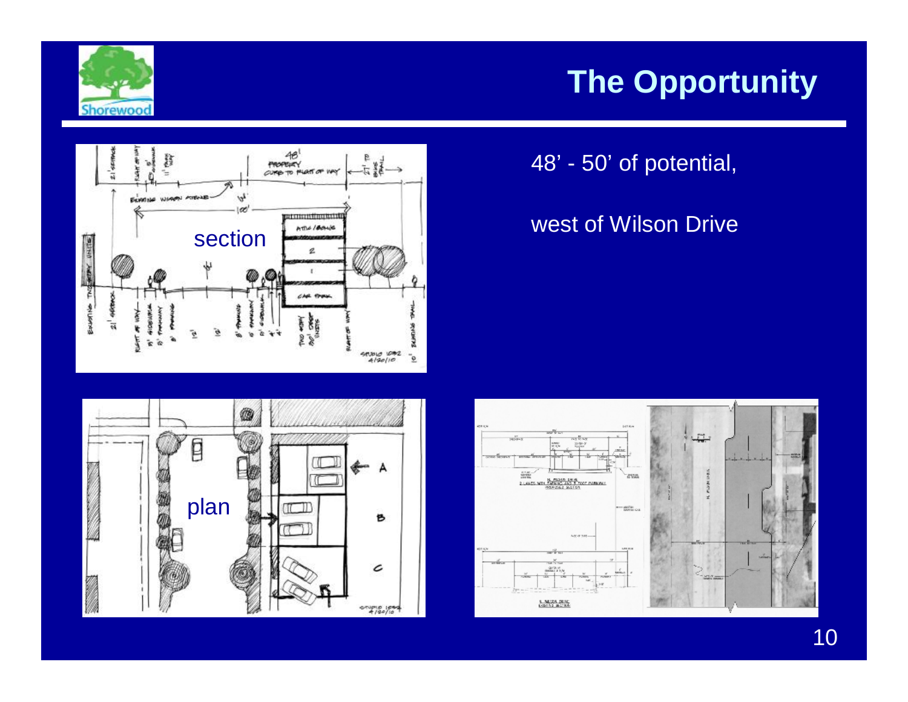# The Opportunity

48' - 50' of potential,

west of Wilson Drive

section

plan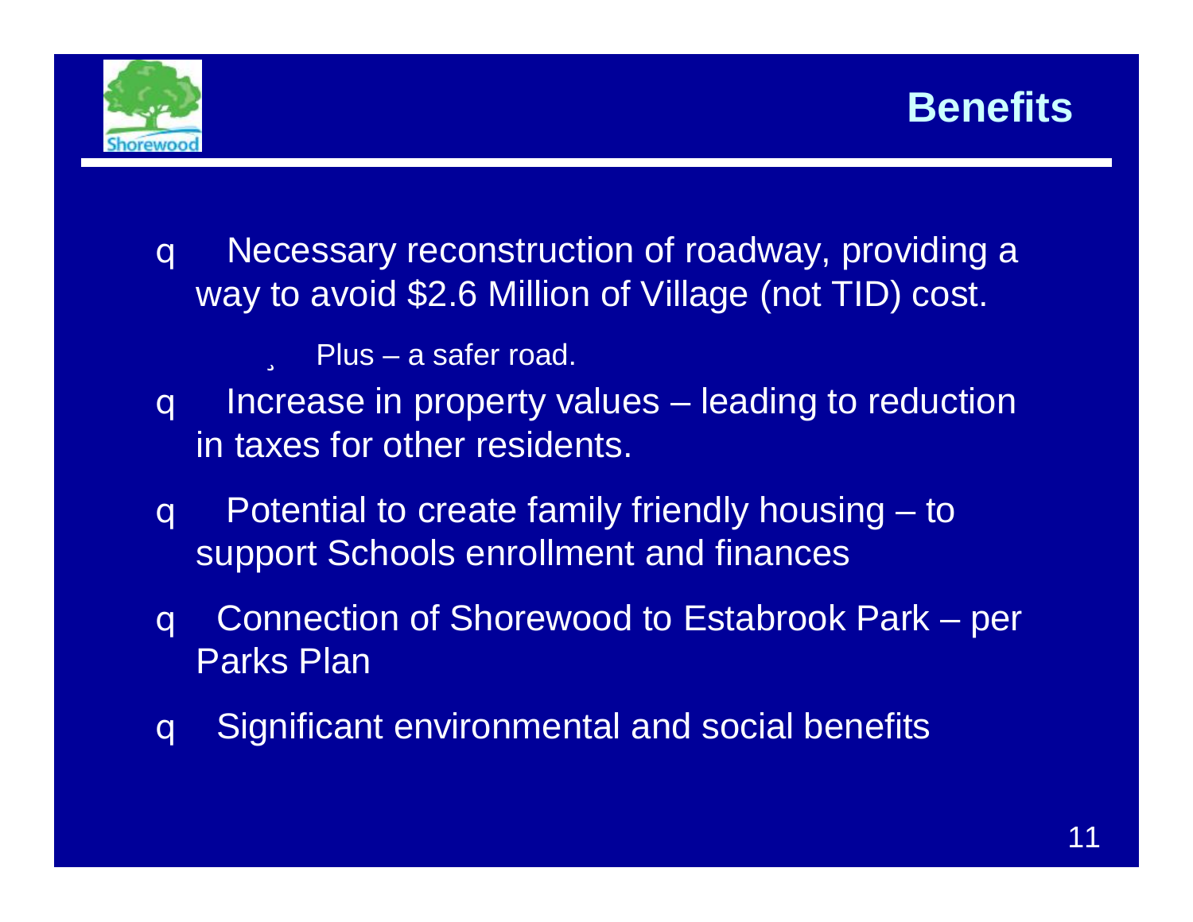# Benefits

- Necessary reconstruction of roadway, providing a way to avoid $2.6 Million of Village (not TID) cost.
  - Plus – a safer road.
- Increase in property values – leading to reduction in taxes for other residents.
- Potential to create family friendly housing – to support Schools enrollment and finances
- Connection of Shorewood to Estabrook Park – per Parks Plan
- Significant environmental and social benefits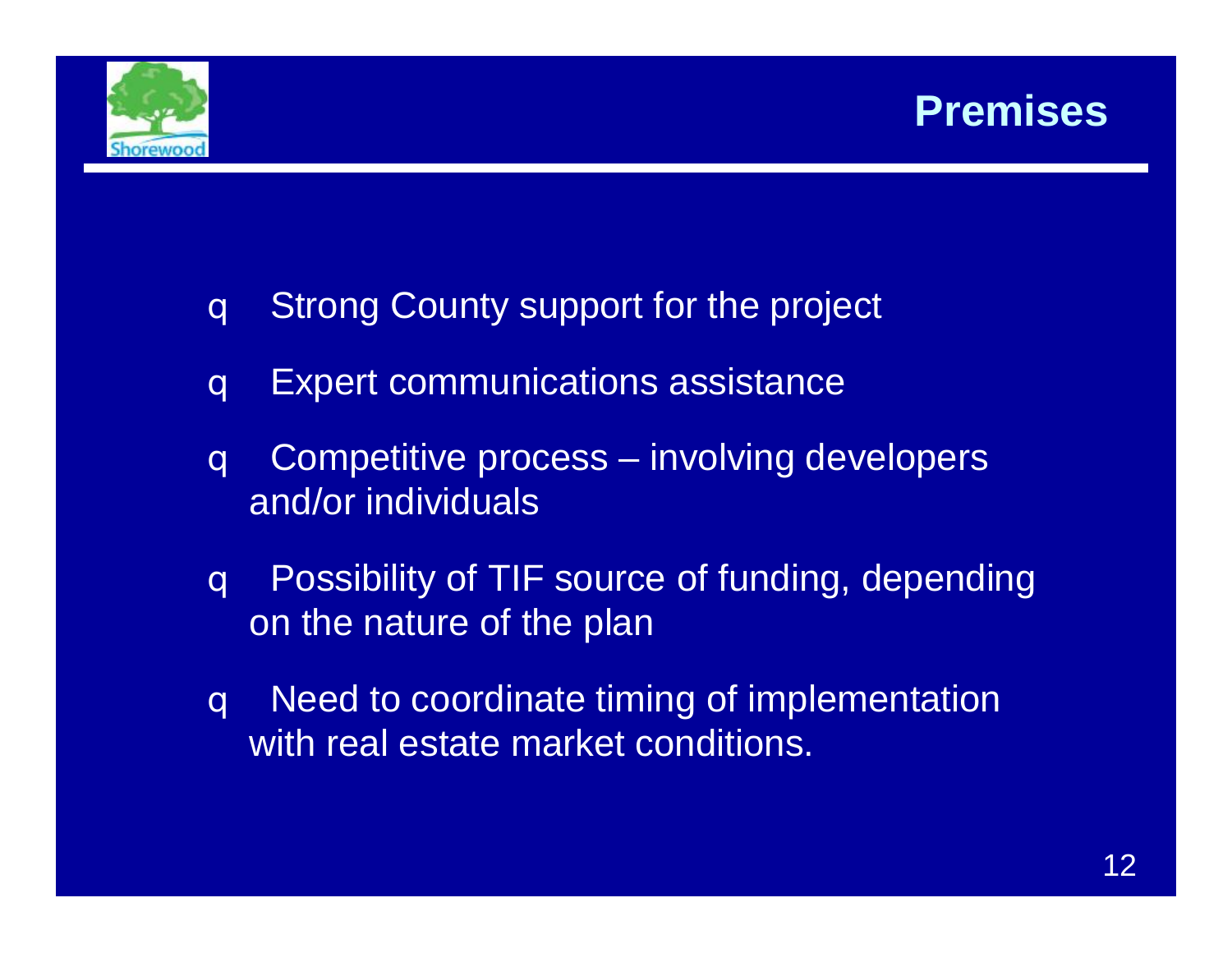# Premises

- Strong County support for the project
- Expert communications assistance
- Competitive process – involving developers and/or individuals
- Possibility of TIF source of funding, depending on the nature of the plan
- Need to coordinate timing of implementation with real estate market conditions.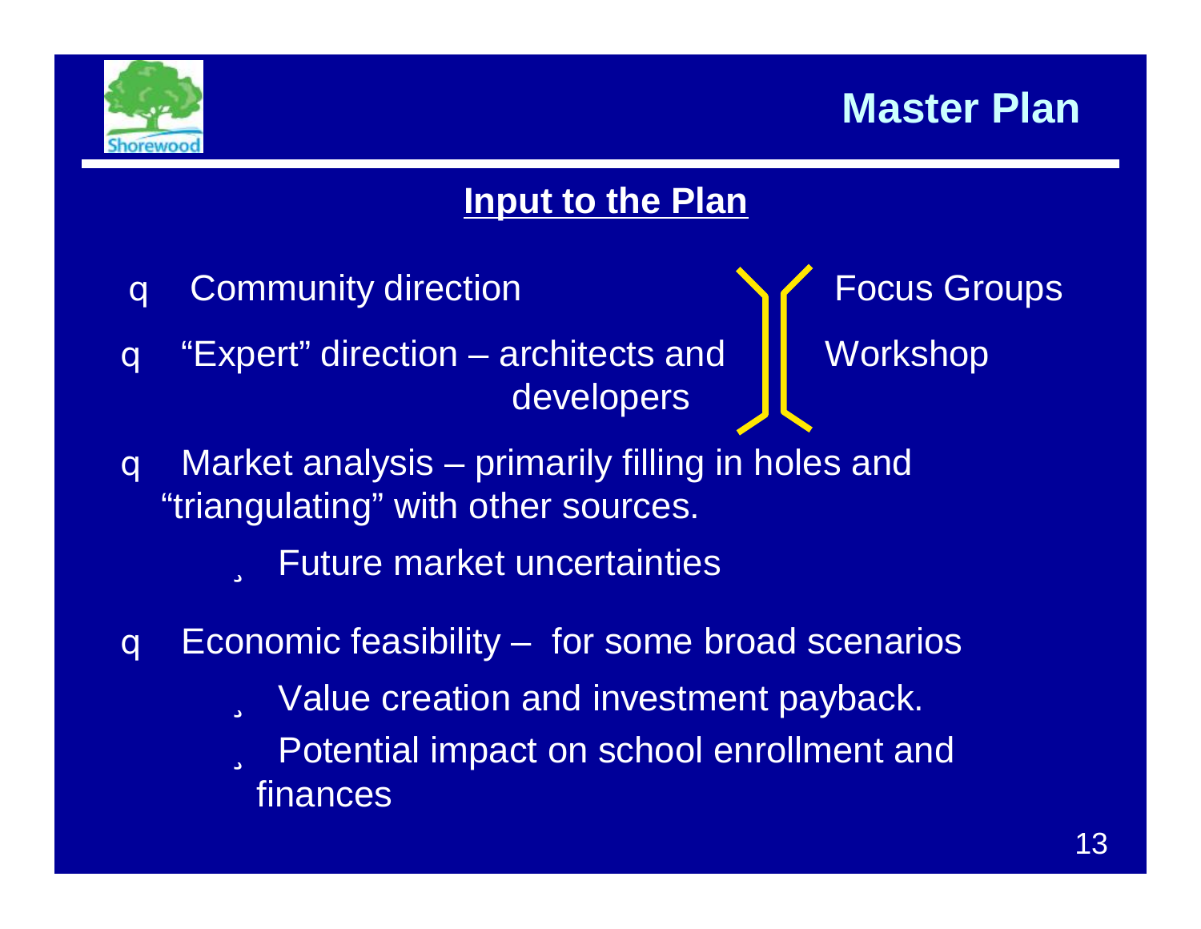# Master Plan

## Input to the Plan

- Community direction
- "Expert" direction – architects and developers

Focus Groups

Workshop

- Market analysis – primarily filling in holes and "triangulating" with other sources.
  - Future market uncertainties
- Economic feasibility – for some broad scenarios
  - Value creation and investment payback.
  - Potential impact on school enrollment and finances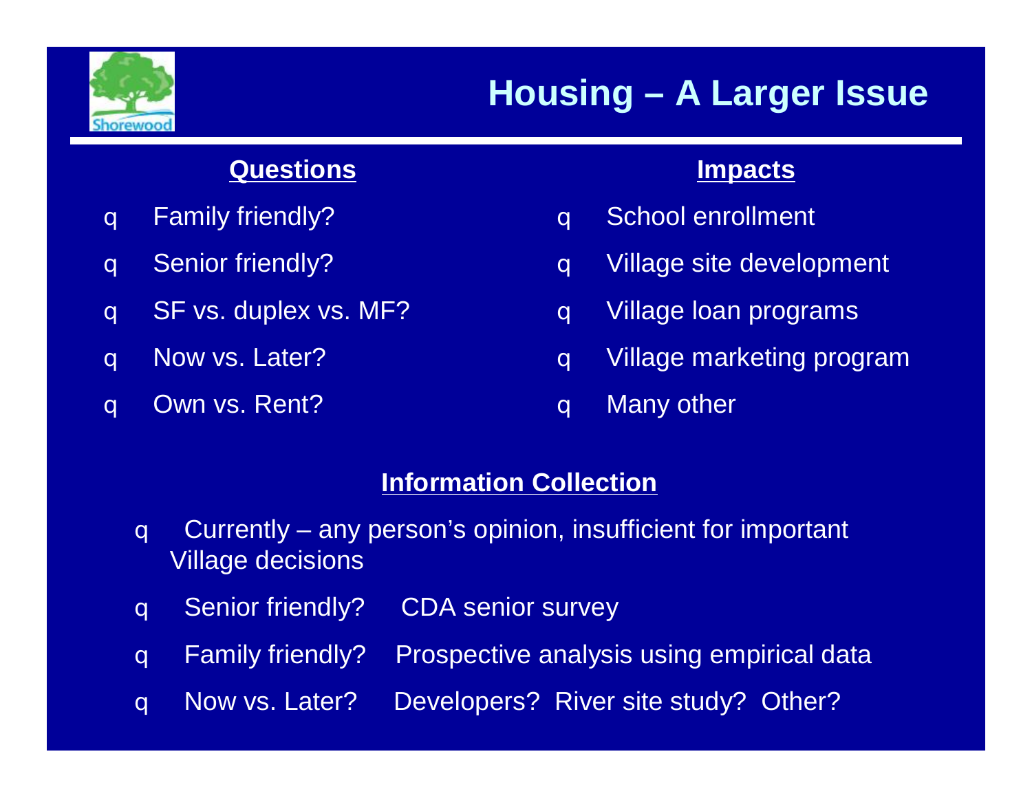# Housing – A Larger Issue

## Questions

- Family friendly?
- Senior friendly?
- SF vs. duplex vs. MF?
- Now vs. Later?
- Own vs. Rent?

## Impacts

- School enrollment
- Village site development
- Village loan programs
- Village marketing program
- Many other

## Information Collection

- Currently – any person's opinion, insufficient for important Village decisions
- Senior friendly? CDA senior survey
- Family friendly? Prospective analysis using empirical data
- Now vs. Later? Developers? River site study? Other?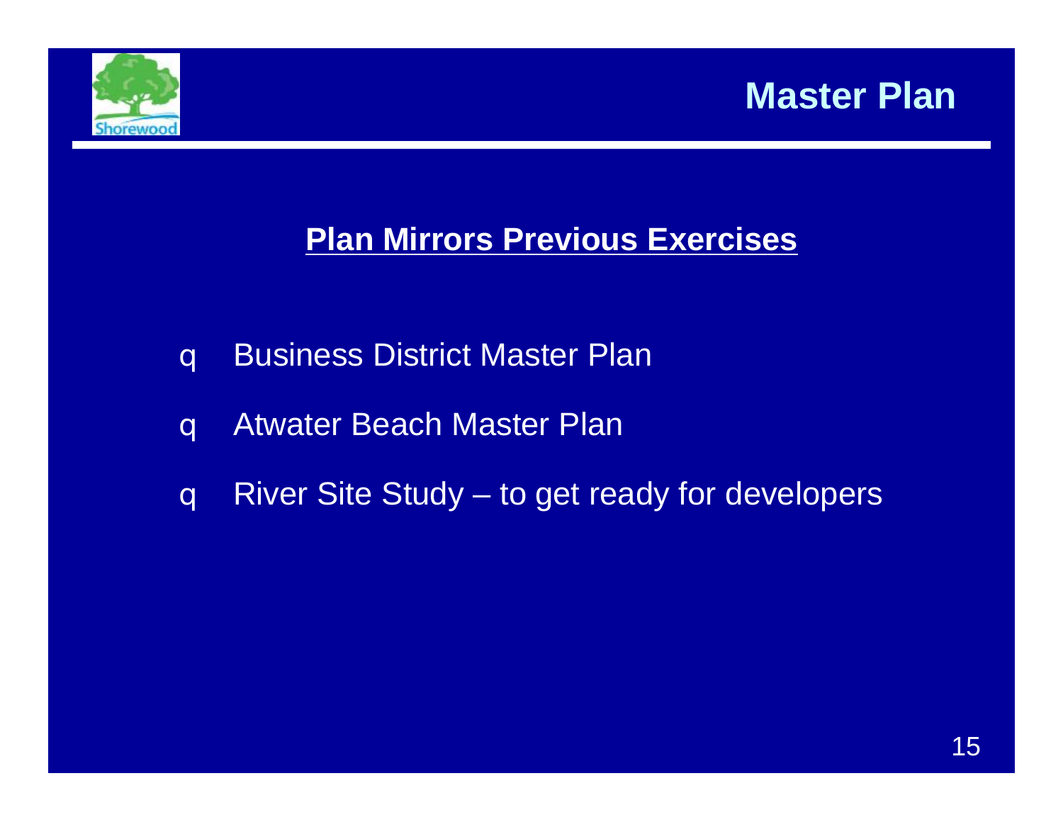# Master Plan

## Plan Mirrors Previous Exercises

- Business District Master Plan
- Atwater Beach Master Plan
- River Site Study – to get ready for developers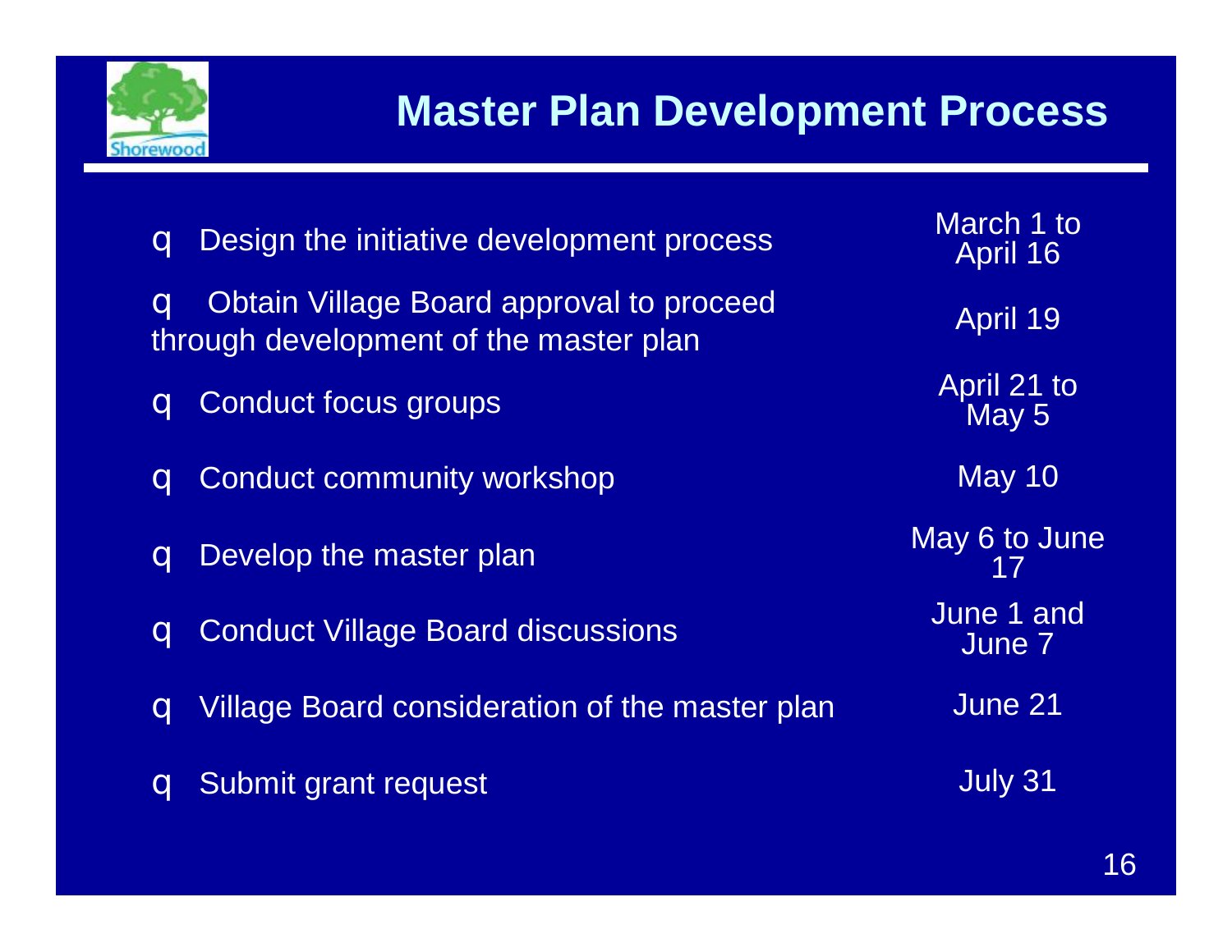# Master Plan Development Process

| Task | Date |
| --- | --- |
| Design the initiative development process | March 1 to April 16 |
| Obtain Village Board approval to proceed through development of the master plan | April 19 |
| Conduct focus groups | April 21 to May 5 |
| Conduct community workshop | May 10 |
| Develop the master plan | May 6 to June 17 |
| Conduct Village Board discussions | June 1 and June 7 |
| Village Board consideration of the master plan | June 21 |
| Submit grant request | July 31 |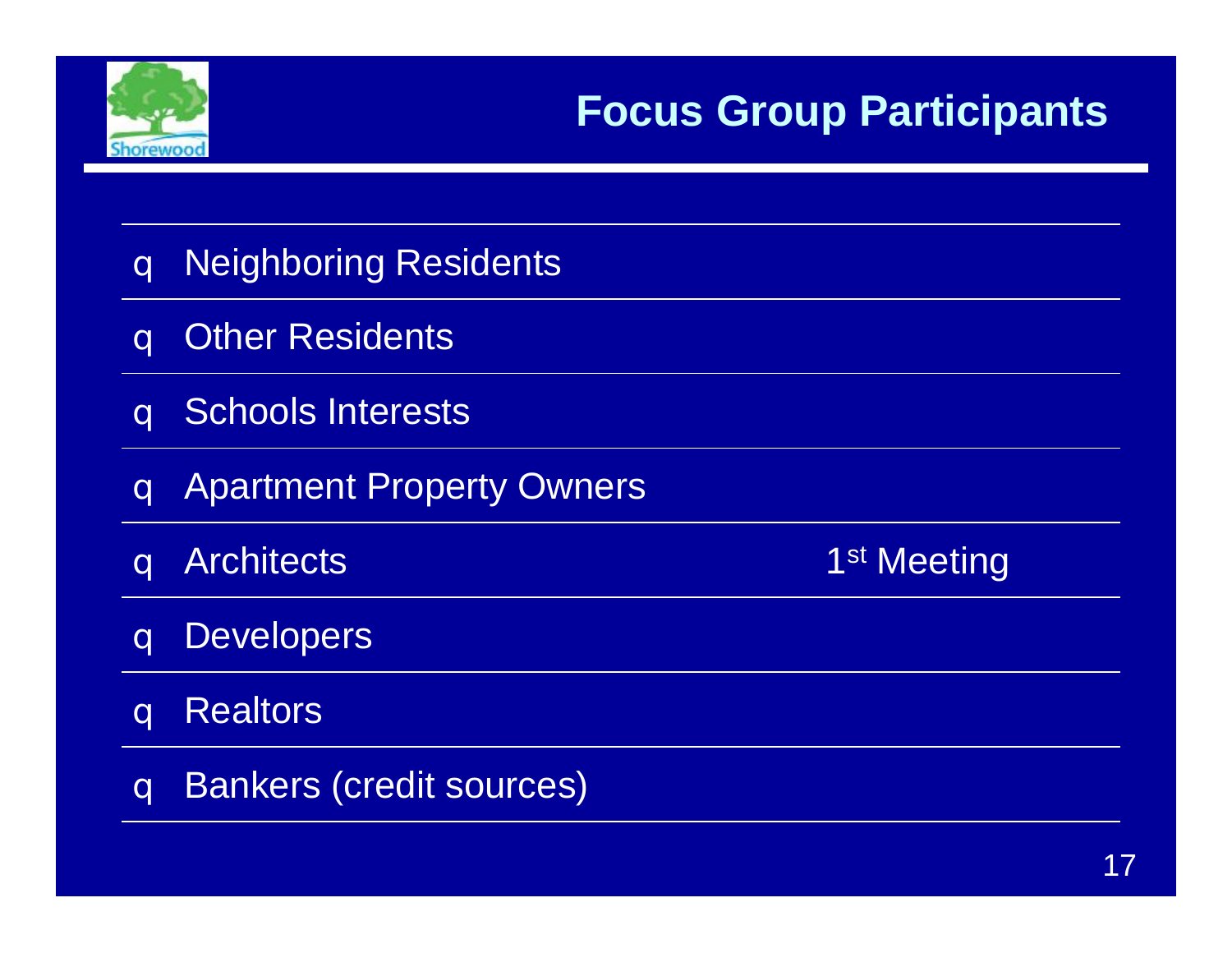# Focus Group Participants

- Neighboring Residents
- Other Residents
- Schools Interests
- Apartment Property Owners
- Architects — 1st Meeting
- Developers
- Realtors
- Bankers (credit sources)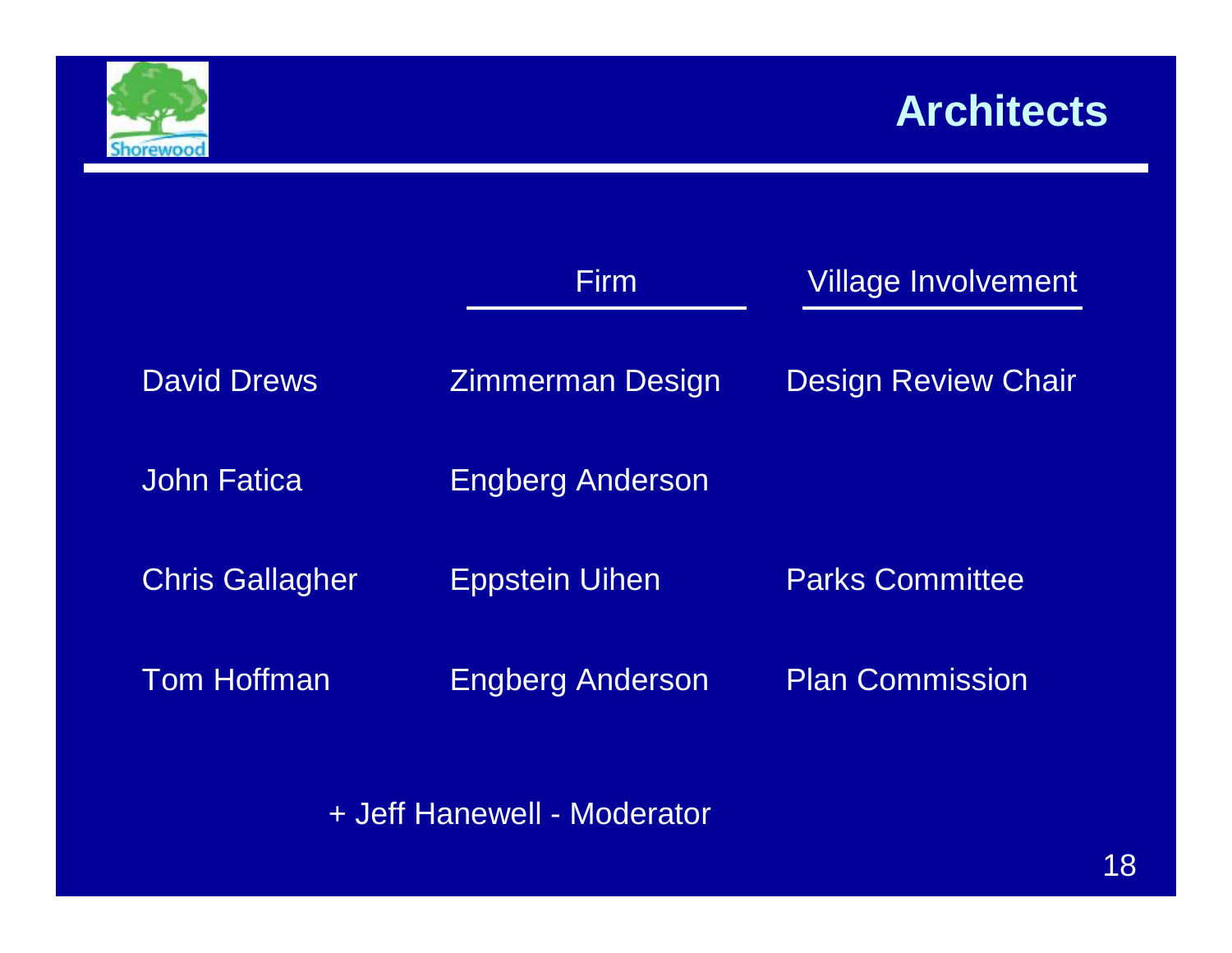# Architects

| | Firm | Village Involvement |
|---|---|---|
| David Drews | Zimmerman Design | Design Review Chair |
| John Fatica | Engberg Anderson | |
| Chris Gallagher | Eppstein Uihen | Parks Committee |
| Tom Hoffman | Engberg Anderson | Plan Commission |

+ Jeff Hanewell - Moderator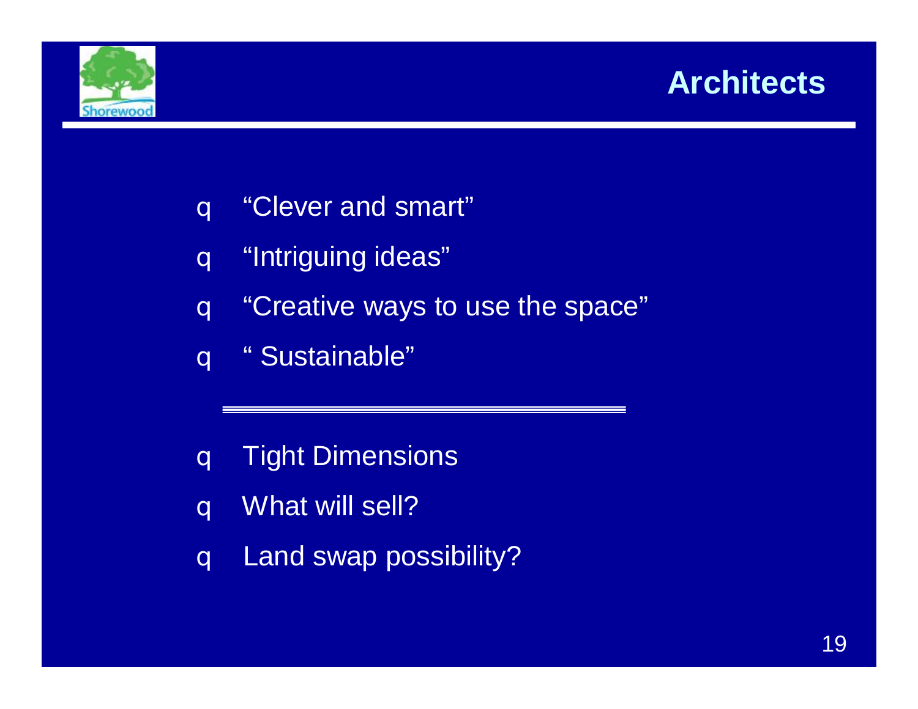# Architects

- “Clever and smart”
- “Intriguing ideas”
- “Creative ways to use the space”
- “ Sustainable”

---

- Tight Dimensions
- What will sell?
- Land swap possibility?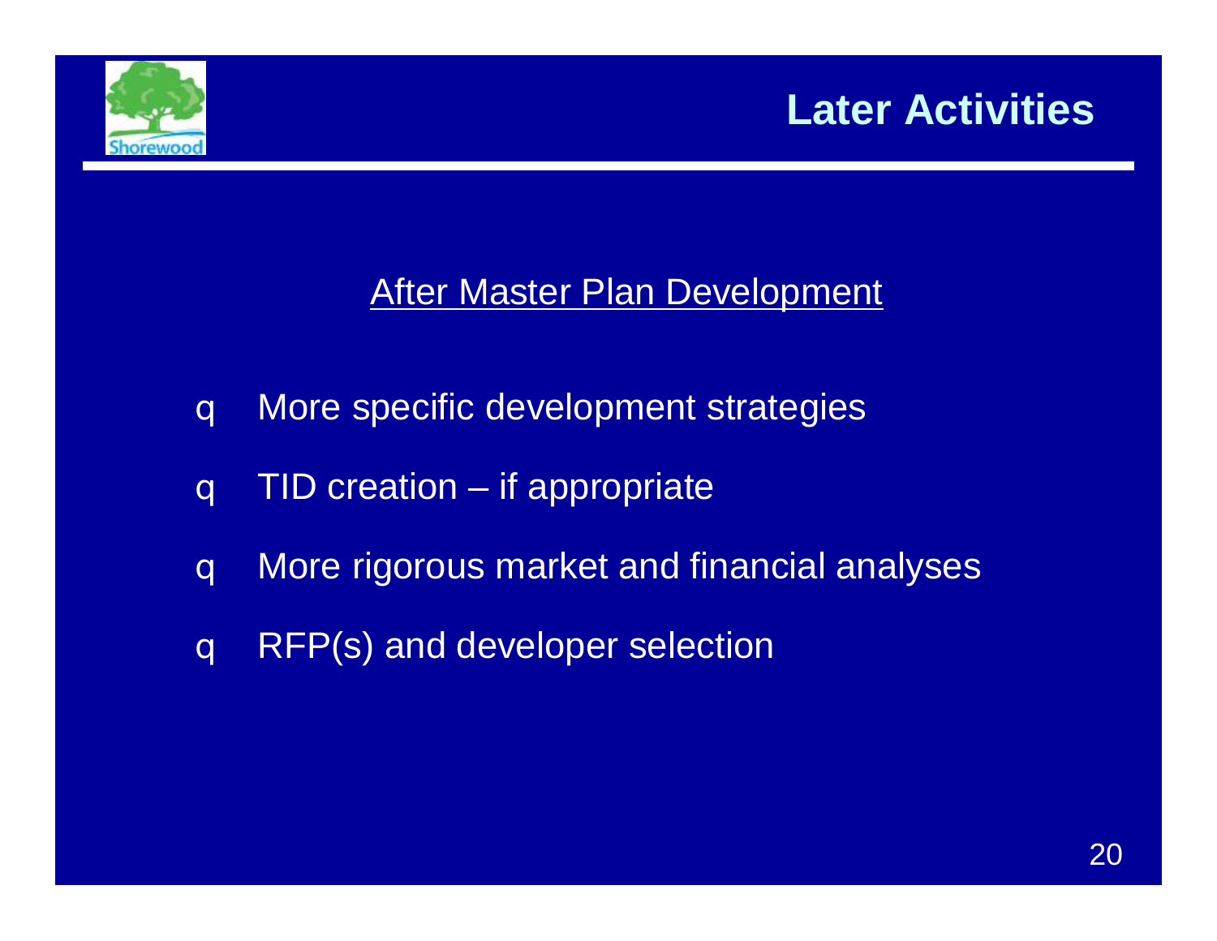# Later Activities

## After Master Plan Development

- More specific development strategies
- TID creation – if appropriate
- More rigorous market and financial analyses
- RFP(s) and developer selection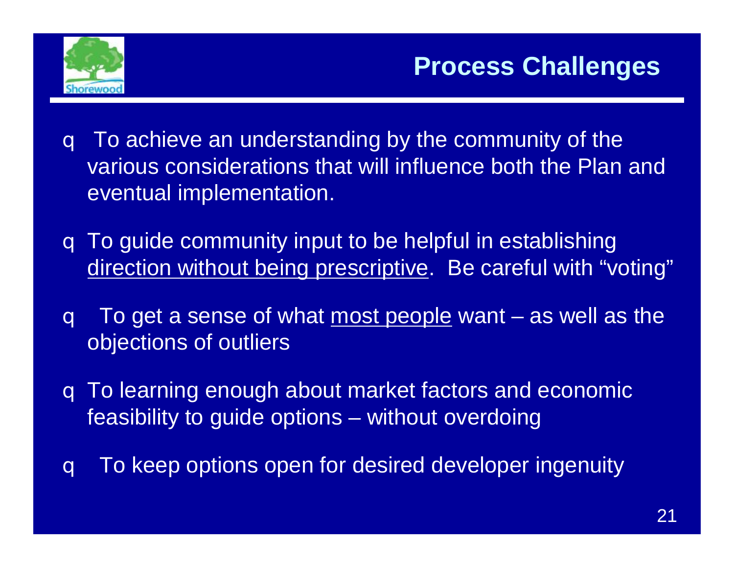## Process Challenges

- To achieve an understanding by the community of the various considerations that will influence both the Plan and eventual implementation.
- To guide community input to be helpful in establishing <u>direction without being prescriptive</u>. Be careful with "voting"
- To get a sense of what <u>most people</u> want – as well as the objections of outliers
- To learning enough about market factors and economic feasibility to guide options – without overdoing
- To keep options open for desired developer ingenuity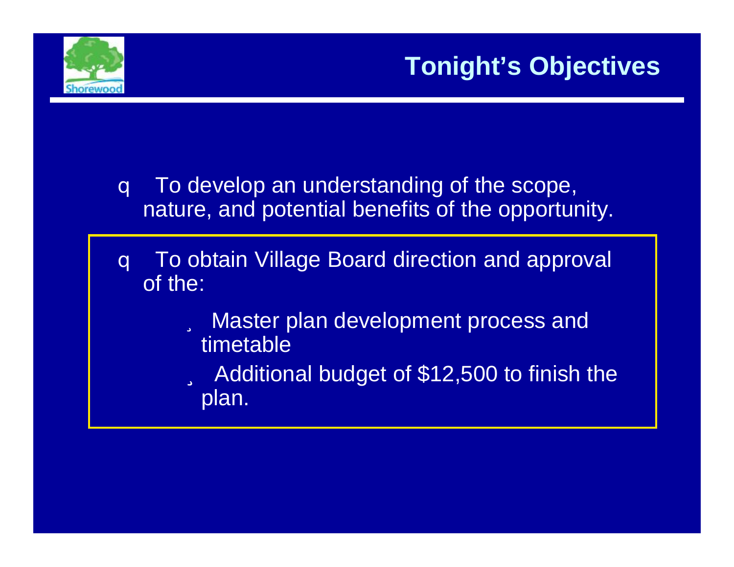# Tonight's Objectives

- To develop an understanding of the scope, nature, and potential benefits of the opportunity.
- To obtain Village Board direction and approval of the:
  - Master plan development process and timetable
  - Additional budget of $12,500 to finish the plan.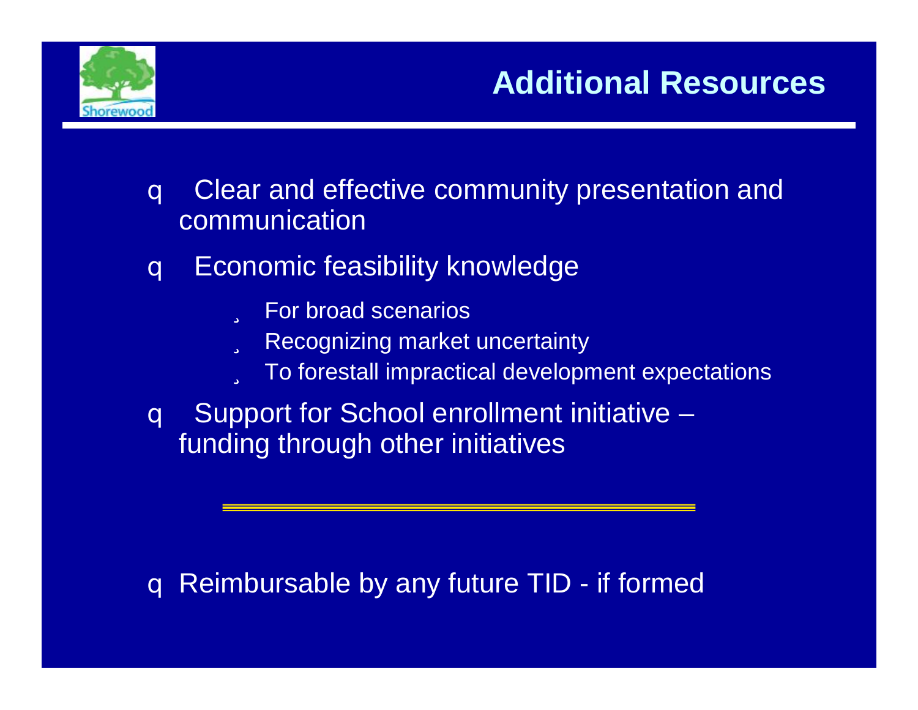# Additional Resources

- Clear and effective community presentation and communication
- Economic feasibility knowledge
  - For broad scenarios
  - Recognizing market uncertainty
  - To forestall impractical development expectations
- Support for School enrollment initiative – funding through other initiatives

---

- Reimbursable by any future TID - if formed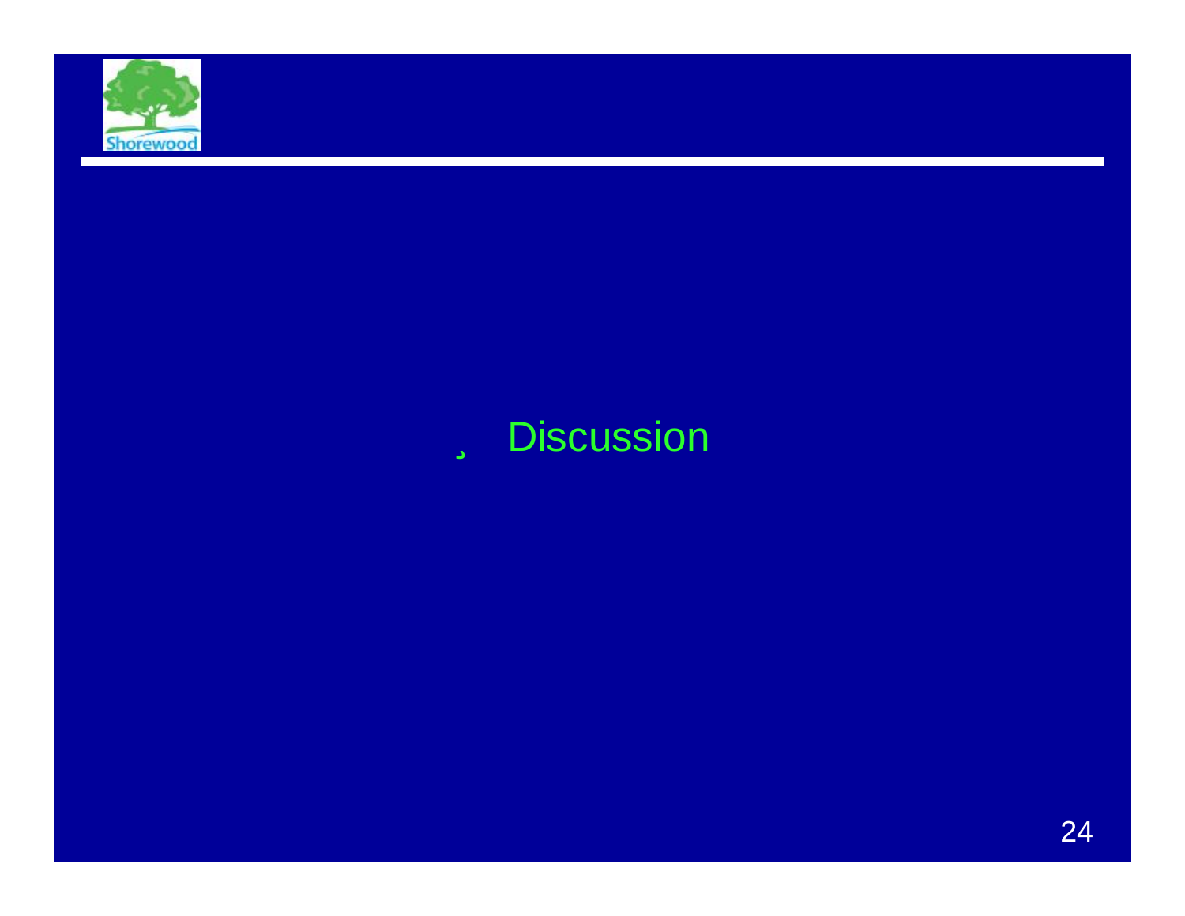- Discussion